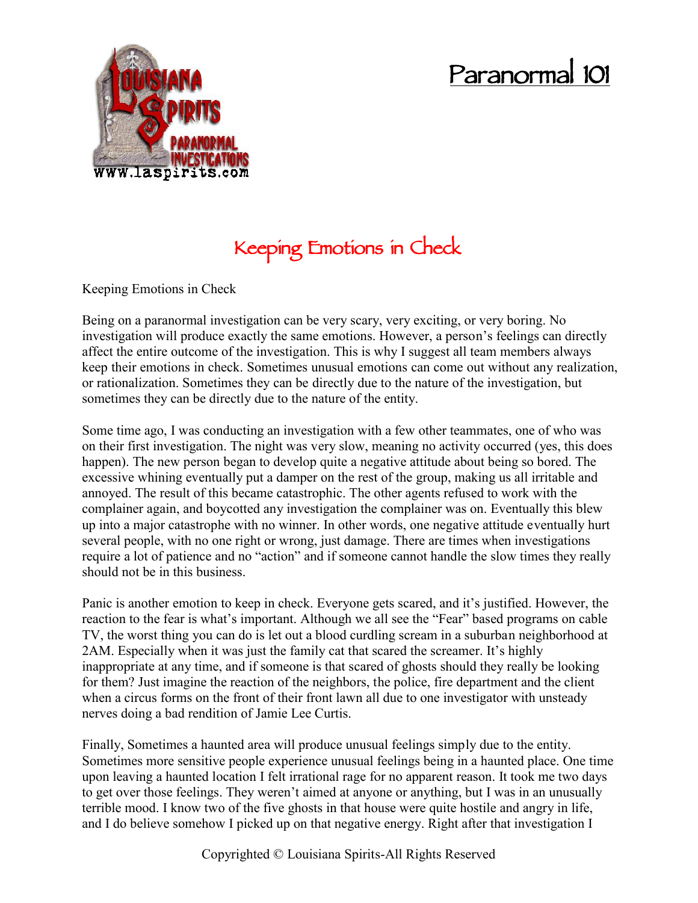# Paranormal 101

## Keeping Emotions in Check

Keeping Emotions in Check

Being on a paranormal investigation can be very scary, very exciting, or very boring. No investigation will produce exactly the same emotions. However, a person's feelings can directly affect the entire outcome of the investigation. This is why I suggest all team members always keep their emotions in check. Sometimes unusual emotions can come out without any realization, or rationalization. Sometimes they can be directly due to the nature of the investigation, but sometimes they can be directly due to the nature of the entity.

Some time ago, I was conducting an investigation with a few other teammates, one of who was on their first investigation. The night was very slow, meaning no activity occurred (yes, this does happen). The new person began to develop quite a negative attitude about being so bored. The excessive whining eventually put a damper on the rest of the group, making us all irritable and annoyed. The result of this became catastrophic. The other agents refused to work with the complainer again, and boycotted any investigation the complainer was on. Eventually this blew up into a major catastrophe with no winner. In other words, one negative attitude eventually hurt several people, with no one right or wrong, just damage. There are times when investigations require a lot of patience and no "action" and if someone cannot handle the slow times they really should not be in this business.

Panic is another emotion to keep in check. Everyone gets scared, and it's justified. However, the reaction to the fear is what's important. Although we all see the "Fear" based programs on cable TV, the worst thing you can do is let out a blood curdling scream in a suburban neighborhood at 2AM. Especially when it was just the family cat that scared the screamer. It's highly inappropriate at any time, and if someone is that scared of ghosts should they really be looking for them? Just imagine the reaction of the neighbors, the police, fire department and the client when a circus forms on the front of their front lawn all due to one investigator with unsteady nerves doing a bad rendition of Jamie Lee Curtis.

Finally, Sometimes a haunted area will produce unusual feelings simply due to the entity. Sometimes more sensitive people experience unusual feelings being in a haunted place. One time upon leaving a haunted location I felt irrational rage for no apparent reason. It took me two days to get over those feelings. They weren't aimed at anyone or anything, but I was in an unusually terrible mood. I know two of the five ghosts in that house were quite hostile and angry in life, and I do believe somehow I picked up on that negative energy. Right after that investigation I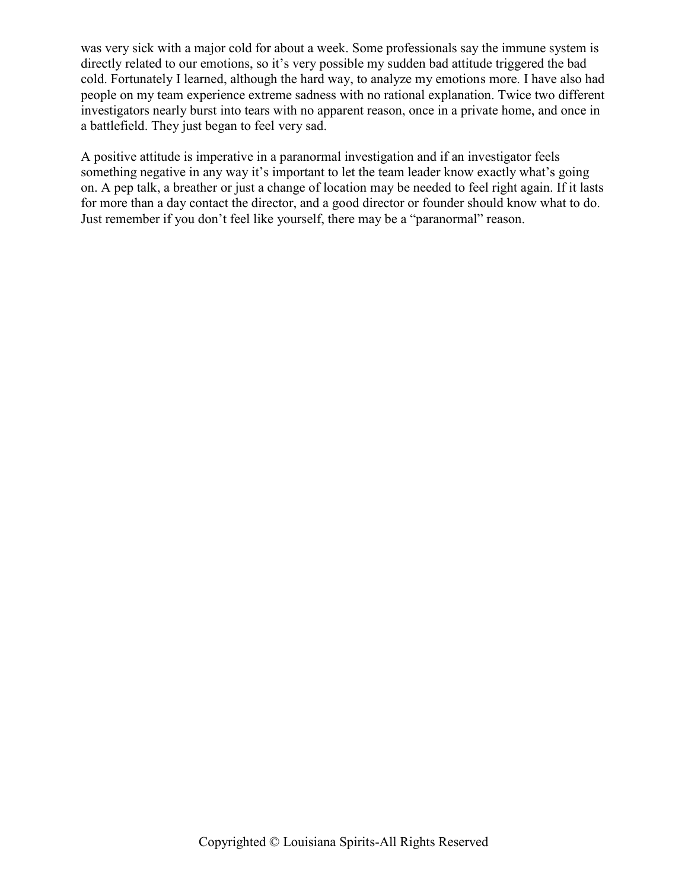was very sick with a major cold for about a week. Some professionals say the immune system is directly related to our emotions, so it's very possible my sudden bad attitude triggered the bad cold. Fortunately I learned, although the hard way, to analyze my emotions more. I have also had people on my team experience extreme sadness with no rational explanation. Twice two different investigators nearly burst into tears with no apparent reason, once in a private home, and once in a battlefield. They just began to feel very sad.

A positive attitude is imperative in a paranormal investigation and if an investigator feels something negative in any way it's important to let the team leader know exactly what's going on. A pep talk, a breather or just a change of location may be needed to feel right again. If it lasts for more than a day contact the director, and a good director or founder should know what to do. Just remember if you don't feel like yourself, there may be a "paranormal" reason.